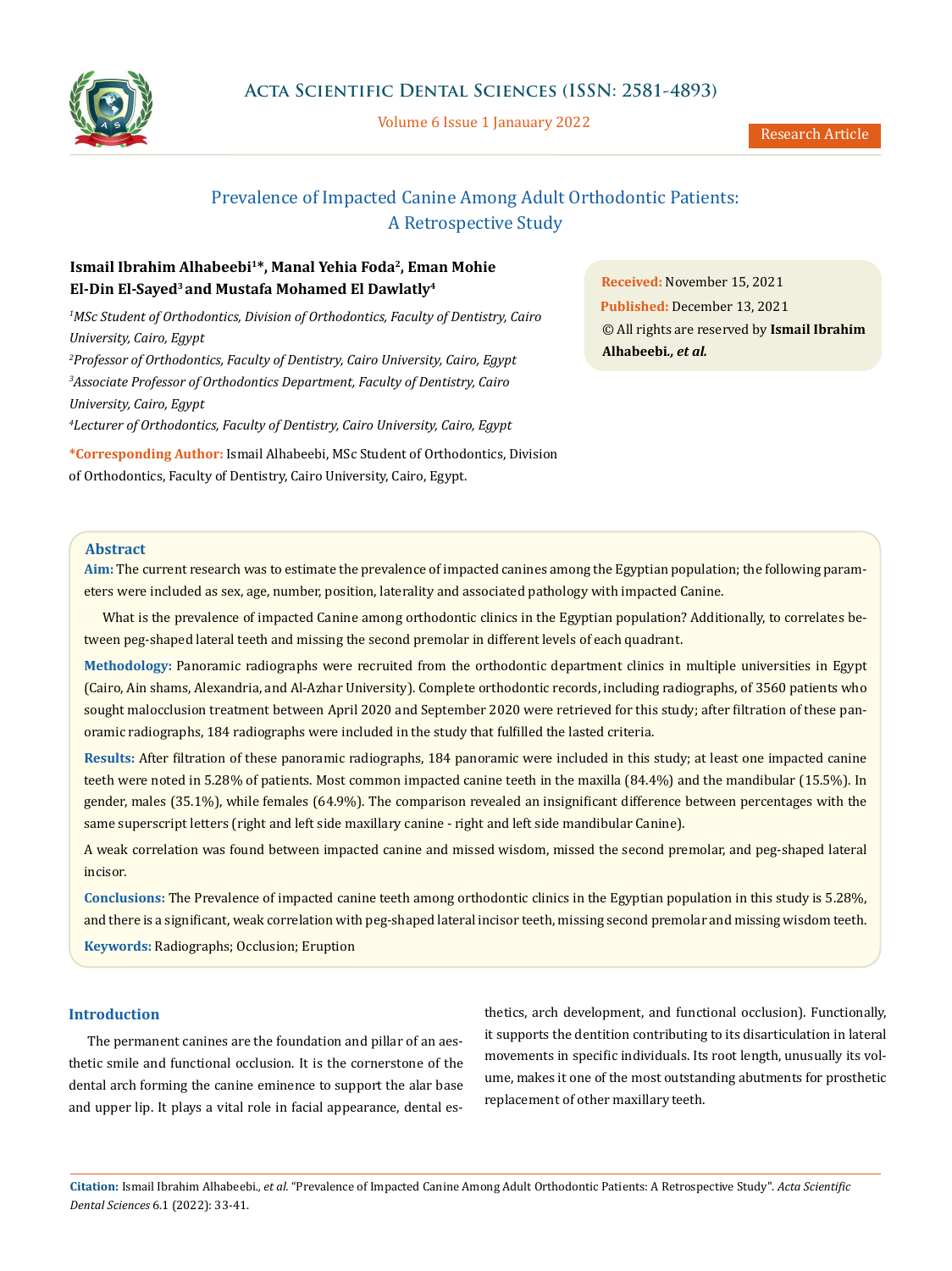# Prevalence of Impacted Canine Among Adult Orthodontic Patients: A Retrospective Study

**Ismail Ibrahim Alhabeebi[1]*, Manal Yehia Foda[2], Eman Mohie El-Din El-Sayed[3] and Mustafa Mohamed El Dawlatly[4]**

[1]*MSc Student of Orthodontics, Division of Orthodontics, Faculty of Dentistry, Cairo University, Cairo, Egypt*

[2]*Professor of Orthodontics, Faculty of Dentistry, Cairo University, Cairo, Egypt*

[3]*Associate Professor of Orthodontics Department, Faculty of Dentistry, Cairo University, Cairo, Egypt*

[4]*Lecturer of Orthodontics, Faculty of Dentistry, Cairo University, Cairo, Egypt*

**\*Corresponding Author:** Ismail Alhabeebi, MSc Student of Orthodontics, Division of Orthodontics, Faculty of Dentistry, Cairo University, Cairo, Egypt.

**Received:** November 15, 2021
**Published:** December 13, 2021
© All rights are reserved by **Ismail Ibrahim Alhabeebi.*, et al.***

## Abstract

**Aim:** The current research was to estimate the prevalence of impacted canines among the Egyptian population; the following parameters were included as sex, age, number, position, laterality and associated pathology with impacted Canine.

What is the prevalence of impacted Canine among orthodontic clinics in the Egyptian population? Additionally, to correlates between peg-shaped lateral teeth and missing the second premolar in different levels of each quadrant.

**Methodology:** Panoramic radiographs were recruited from the orthodontic department clinics in multiple universities in Egypt (Cairo, Ain shams, Alexandria, and Al-Azhar University). Complete orthodontic records, including radiographs, of 3560 patients who sought malocclusion treatment between April 2020 and September 2020 were retrieved for this study; after filtration of these panoramic radiographs, 184 radiographs were included in the study that fulfilled the lasted criteria.

**Results:** After filtration of these panoramic radiographs, 184 panoramic were included in this study; at least one impacted canine teeth were noted in 5.28% of patients. Most common impacted canine teeth in the maxilla (84.4%) and the mandibular (15.5%). In gender, males (35.1%), while females (64.9%). The comparison revealed an insignificant difference between percentages with the same superscript letters (right and left side maxillary canine - right and left side mandibular Canine).

A weak correlation was found between impacted canine and missed wisdom, missed the second premolar, and peg-shaped lateral incisor.

**Conclusions:** The Prevalence of impacted canine teeth among orthodontic clinics in the Egyptian population in this study is 5.28%, and there is a significant, weak correlation with peg-shaped lateral incisor teeth, missing second premolar and missing wisdom teeth.

**Keywords:** Radiographs; Occlusion; Eruption

## Introduction

The permanent canines are the foundation and pillar of an aesthetic smile and functional occlusion. It is the cornerstone of the dental arch forming the canine eminence to support the alar base and upper lip. It plays a vital role in facial appearance, dental esthetics, arch development, and functional occlusion). Functionally, it supports the dentition contributing to its disarticulation in lateral movements in specific individuals. Its root length, unusually its volume, makes it one of the most outstanding abutments for prosthetic replacement of other maxillary teeth.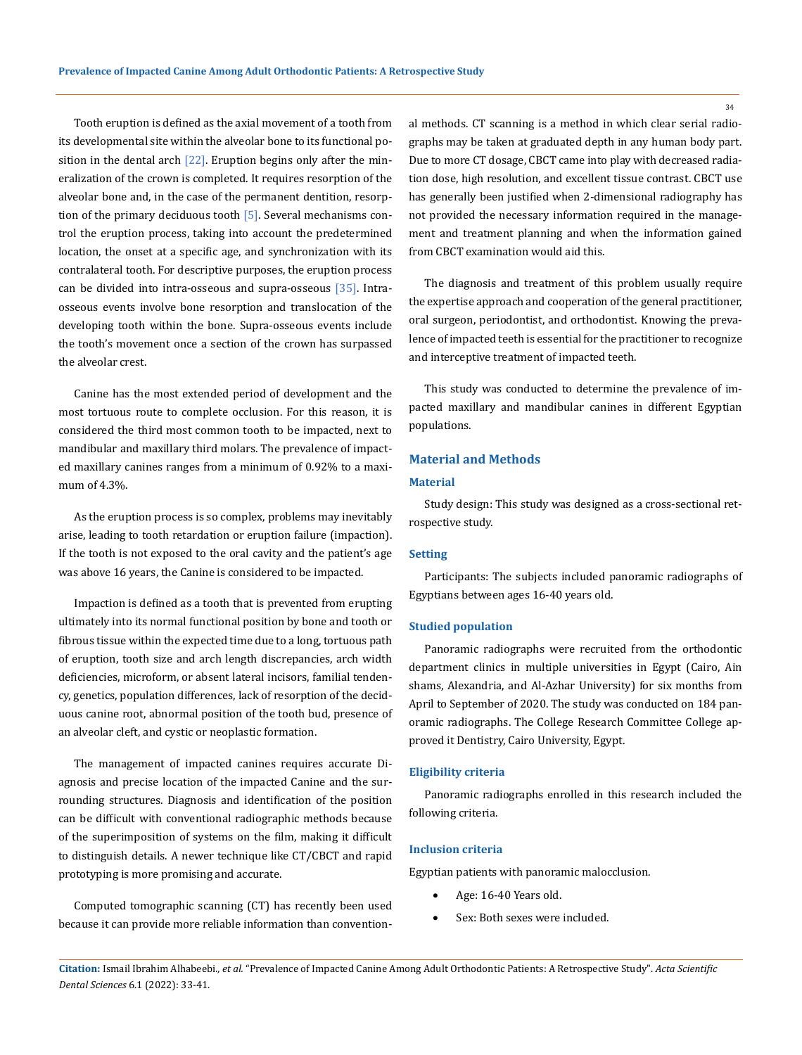Tooth eruption is defined as the axial movement of a tooth from its developmental site within the alveolar bone to its functional position in the dental arch [22]. Eruption begins only after the mineralization of the crown is completed. It requires resorption of the alveolar bone and, in the case of the permanent dentition, resorption of the primary deciduous tooth [5]. Several mechanisms control the eruption process, taking into account the predetermined location, the onset at a specific age, and synchronization with its contralateral tooth. For descriptive purposes, the eruption process can be divided into intra-osseous and supra-osseous [35]. Intra-osseous events involve bone resorption and translocation of the developing tooth within the bone. Supra-osseous events include the tooth's movement once a section of the crown has surpassed the alveolar crest.

Canine has the most extended period of development and the most tortuous route to complete occlusion. For this reason, it is considered the third most common tooth to be impacted, next to mandibular and maxillary third molars. The prevalence of impacted maxillary canines ranges from a minimum of 0.92% to a maximum of 4.3%.

As the eruption process is so complex, problems may inevitably arise, leading to tooth retardation or eruption failure (impaction). If the tooth is not exposed to the oral cavity and the patient's age was above 16 years, the Canine is considered to be impacted.

Impaction is defined as a tooth that is prevented from erupting ultimately into its normal functional position by bone and tooth or fibrous tissue within the expected time due to a long, tortuous path of eruption, tooth size and arch length discrepancies, arch width deficiencies, microform, or absent lateral incisors, familial tendency, genetics, population differences, lack of resorption of the deciduous canine root, abnormal position of the tooth bud, presence of an alveolar cleft, and cystic or neoplastic formation.

The management of impacted canines requires accurate Diagnosis and precise location of the impacted Canine and the surrounding structures. Diagnosis and identification of the position can be difficult with conventional radiographic methods because of the superimposition of systems on the film, making it difficult to distinguish details. A newer technique like CT/CBCT and rapid prototyping is more promising and accurate.

Computed tomographic scanning (CT) has recently been used because it can provide more reliable information than conventional methods. CT scanning is a method in which clear serial radiographs may be taken at graduated depth in any human body part. Due to more CT dosage, CBCT came into play with decreased radiation dose, high resolution, and excellent tissue contrast. CBCT use has generally been justified when 2-dimensional radiography has not provided the necessary information required in the management and treatment planning and when the information gained from CBCT examination would aid this.

The diagnosis and treatment of this problem usually require the expertise approach and cooperation of the general practitioner, oral surgeon, periodontist, and orthodontist. Knowing the prevalence of impacted teeth is essential for the practitioner to recognize and interceptive treatment of impacted teeth.

This study was conducted to determine the prevalence of impacted maxillary and mandibular canines in different Egyptian populations.

## Material and Methods

### Material

Study design: This study was designed as a cross-sectional retrospective study.

### Setting

Participants: The subjects included panoramic radiographs of Egyptians between ages 16-40 years old.

### Studied population

Panoramic radiographs were recruited from the orthodontic department clinics in multiple universities in Egypt (Cairo, Ain shams, Alexandria, and Al-Azhar University) for six months from April to September of 2020. The study was conducted on 184 panoramic radiographs. The College Research Committee College approved it Dentistry, Cairo University, Egypt.

### Eligibility criteria

Panoramic radiographs enrolled in this research included the following criteria.

### Inclusion criteria

Egyptian patients with panoramic malocclusion.

- Age: 16-40 Years old.
- Sex: Both sexes were included.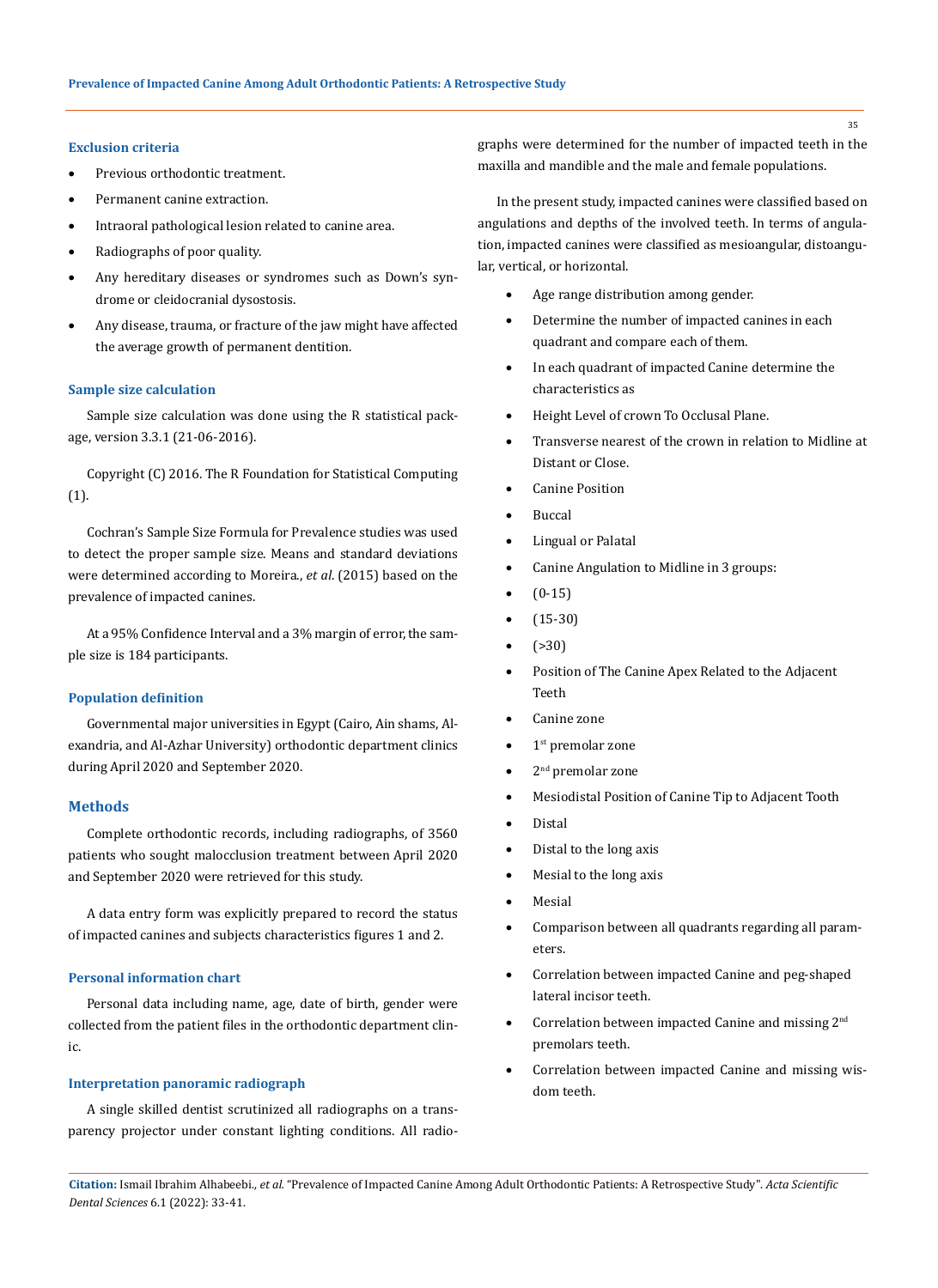### Exclusion criteria

- Previous orthodontic treatment.
- Permanent canine extraction.
- Intraoral pathological lesion related to canine area.
- Radiographs of poor quality.
- Any hereditary diseases or syndromes such as Down's syndrome or cleidocranial dysostosis.
- Any disease, trauma, or fracture of the jaw might have affected the average growth of permanent dentition.

### Sample size calculation

Sample size calculation was done using the R statistical package, version 3.3.1 (21-06-2016).

Copyright (C) 2016. The R Foundation for Statistical Computing (1).

Cochran's Sample Size Formula for Prevalence studies was used to detect the proper sample size. Means and standard deviations were determined according to Moreira., *et al*. (2015) based on the prevalence of impacted canines.

At a 95% Confidence Interval and a 3% margin of error, the sample size is 184 participants.

### Population definition

Governmental major universities in Egypt (Cairo, Ain shams, Alexandria, and Al-Azhar University) orthodontic department clinics during April 2020 and September 2020.

## Methods

Complete orthodontic records, including radiographs, of 3560 patients who sought malocclusion treatment between April 2020 and September 2020 were retrieved for this study.

A data entry form was explicitly prepared to record the status of impacted canines and subjects characteristics figures 1 and 2.

### Personal information chart

Personal data including name, age, date of birth, gender were collected from the patient files in the orthodontic department clinic.

### Interpretation panoramic radiograph

A single skilled dentist scrutinized all radiographs on a transparency projector under constant lighting conditions. All radiographs were determined for the number of impacted teeth in the maxilla and mandible and the male and female populations.

In the present study, impacted canines were classified based on angulations and depths of the involved teeth. In terms of angulation, impacted canines were classified as mesioangular, distoangular, vertical, or horizontal.

- Age range distribution among gender.
- Determine the number of impacted canines in each quadrant and compare each of them.
- In each quadrant of impacted Canine determine the characteristics as
- Height Level of crown To Occlusal Plane.
- Transverse nearest of the crown in relation to Midline at Distant or Close.
- Canine Position
- Buccal
- Lingual or Palatal
- Canine Angulation to Midline in 3 groups:
- (0-15)
- (15-30)
- (>30)
- Position of The Canine Apex Related to the Adjacent Teeth
- Canine zone
- 1st premolar zone
- 2nd premolar zone
- Mesiodistal Position of Canine Tip to Adjacent Tooth
- Distal
- Distal to the long axis
- Mesial to the long axis
- Mesial
- Comparison between all quadrants regarding all parameters.
- Correlation between impacted Canine and peg-shaped lateral incisor teeth.
- Correlation between impacted Canine and missing 2nd premolars teeth.
- Correlation between impacted Canine and missing wisdom teeth.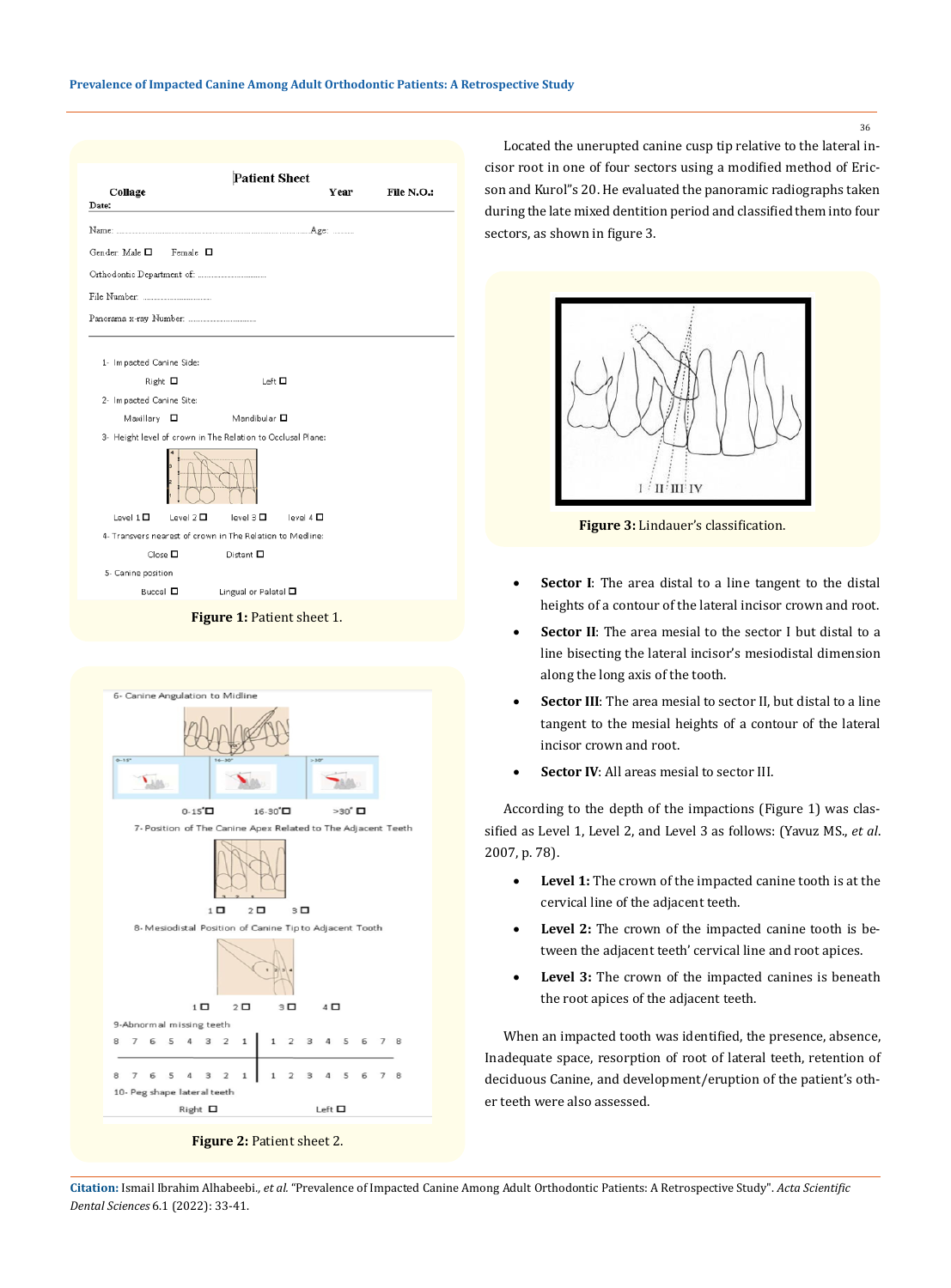**Figure 1:** Patient sheet 1.

**Figure 2:** Patient sheet 2.

Located the unerupted canine cusp tip relative to the lateral incisor root in one of four sectors using a modified method of Ericson and Kurol"s 20. He evaluated the panoramic radiographs taken during the late mixed dentition period and classified them into four sectors, as shown in figure 3.

**Figure 3:** Lindauer's classification.

- **Sector I**: The area distal to a line tangent to the distal heights of a contour of the lateral incisor crown and root.
- **Sector II**: The area mesial to the sector I but distal to a line bisecting the lateral incisor's mesiodistal dimension along the long axis of the tooth.
- **Sector III**: The area mesial to sector II, but distal to a line tangent to the mesial heights of a contour of the lateral incisor crown and root.
- **Sector IV**: All areas mesial to sector III.

According to the depth of the impactions (Figure 1) was classified as Level 1, Level 2, and Level 3 as follows: (Yavuz MS., *et al*. 2007, p. 78).

- **Level 1:** The crown of the impacted canine tooth is at the cervical line of the adjacent teeth.
- **Level 2:** The crown of the impacted canine tooth is between the adjacent teeth' cervical line and root apices.
- **Level 3:** The crown of the impacted canines is beneath the root apices of the adjacent teeth.

When an impacted tooth was identified, the presence, absence, Inadequate space, resorption of root of lateral teeth, retention of deciduous Canine, and development/eruption of the patient's other teeth were also assessed.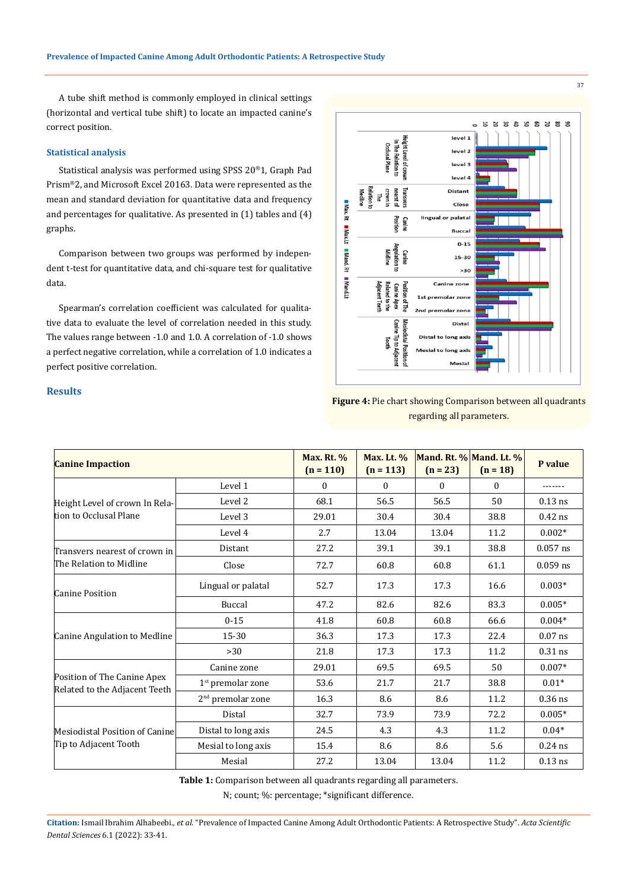A tube shift method is commonly employed in clinical settings (horizontal and vertical tube shift) to locate an impacted canine's correct position.

## Statistical analysis

Statistical analysis was performed using SPSS 20®1, Graph Pad Prism®2, and Microsoft Excel 20163. Data were represented as the mean and standard deviation for quantitative data and frequency and percentages for qualitative. As presented in (1) tables and (4) graphs.

Comparison between two groups was performed by independent t-test for quantitative data, and chi-square test for qualitative data.

Spearman's correlation coefficient was calculated for qualitative data to evaluate the level of correlation needed in this study. The values range between -1.0 and 1.0. A correlation of -1.0 shows a perfect negative correlation, while a correlation of 1.0 indicates a perfect positive correlation.

## Results

**Figure 4:** Pie chart showing Comparison between all quadrants regarding all parameters.

| Canine Impaction | | Max. Rt. % (n = 110) | Max. Lt. % (n = 113) | Mand. Rt. % (n = 23) | Mand. Lt. % (n = 18) | P value |
|---|---|---|---|---|---|---|
| Height Level of crown In Relation to Occlusal Plane | Level 1 | 0 | 0 | 0 | 0 | ------- |
| | Level 2 | 68.1 | 56.5 | 56.5 | 50 | 0.13 ns |
| | Level 3 | 29.01 | 30.4 | 30.4 | 38.8 | 0.42 ns |
| | Level 4 | 2.7 | 13.04 | 13.04 | 11.2 | 0.002* |
| Transvers nearest of crown in The Relation to Midline | Distant | 27.2 | 39.1 | 39.1 | 38.8 | 0.057 ns |
| | Close | 72.7 | 60.8 | 60.8 | 61.1 | 0.059 ns |
| Canine Position | Lingual or palatal | 52.7 | 17.3 | 17.3 | 16.6 | 0.003* |
| | Buccal | 47.2 | 82.6 | 82.6 | 83.3 | 0.005* |
| Canine Angulation to Medline | 0-15 | 41.8 | 60.8 | 60.8 | 66.6 | 0.004* |
| | 15-30 | 36.3 | 17.3 | 17.3 | 22.4 | 0.07 ns |
| | >30 | 21.8 | 17.3 | 17.3 | 11.2 | 0.31 ns |
| Position of The Canine Apex Related to the Adjacent Teeth | Canine zone | 29.01 | 69.5 | 69.5 | 50 | 0.007* |
| | 1st premolar zone | 53.6 | 21.7 | 21.7 | 38.8 | 0.01* |
| | 2nd premolar zone | 16.3 | 8.6 | 8.6 | 11.2 | 0.36 ns |
| Mesiodistal Position of Canine Tip to Adjacent Tooth | Distal | 32.7 | 73.9 | 73.9 | 72.2 | 0.005* |
| | Distal to long axis | 24.5 | 4.3 | 4.3 | 11.2 | 0.04* |
| | Mesial to long axis | 15.4 | 8.6 | 8.6 | 5.6 | 0.24 ns |
| | Mesial | 27.2 | 13.04 | 13.04 | 11.2 | 0.13 ns |

**Table 1:** Comparison between all quadrants regarding all parameters.

N; count; %: percentage; *significant difference.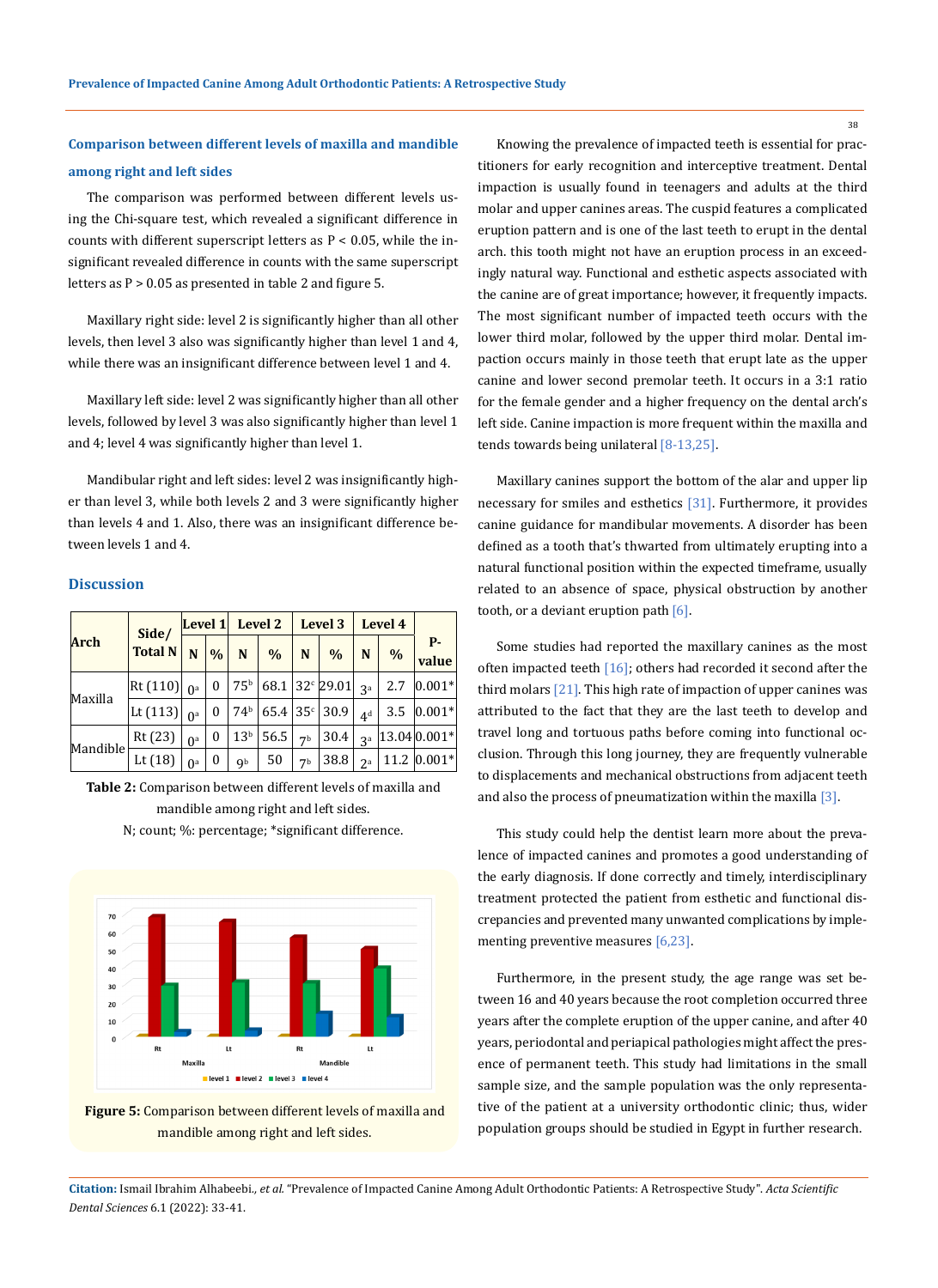### Comparison between different levels of maxilla and mandible among right and left sides

The comparison was performed between different levels using the Chi-square test, which revealed a significant difference in counts with different superscript letters as P < 0.05, while the insignificant revealed difference in counts with the same superscript letters as P > 0.05 as presented in table 2 and figure 5.

Maxillary right side: level 2 is significantly higher than all other levels, then level 3 also was significantly higher than level 1 and 4, while there was an insignificant difference between level 1 and 4.

Maxillary left side: level 2 was significantly higher than all other levels, followed by level 3 was also significantly higher than level 1 and 4; level 4 was significantly higher than level 1.

Mandibular right and left sides: level 2 was insignificantly higher than level 3, while both levels 2 and 3 were significantly higher than levels 4 and 1. Also, there was an insignificant difference between levels 1 and 4.

| Arch | Side/ Total N | Level 1 | | Level 2 | | Level 3 | | Level 4 | | P-value |
|---|---|---|---|---|---|---|---|---|---|---|
| | | N | % | N | % | N | % | N | % | |
| Maxilla | Rt (110) | $0^a$ | 0 | $75^b$ | 68.1 | $32^c$ | 29.01 | $3^a$ | 2.7 | 0.001* |
| | Lt (113) | $0^a$ | 0 | $74^b$ | 65.4 | $35^c$ | 30.9 | $4^d$ | 3.5 | 0.001* |
| Mandible | Rt (23) | $0^a$ | 0 | $13^b$ | 56.5 | $7^b$ | 30.4 | $3^a$ | 13.04 | 0.001* |
| | Lt (18) | $0^a$ | 0 | $9^b$ | 50 | $7^b$ | 38.8 | $2^a$ | 11.2 | 0.001* |

**Table 2:** Comparison between different levels of maxilla and mandible among right and left sides.
N; count; %: percentage; *significant difference.

**Figure 5:** Comparison between different levels of maxilla and mandible among right and left sides.

## Discussion

Knowing the prevalence of impacted teeth is essential for practitioners for early recognition and interceptive treatment. Dental impaction is usually found in teenagers and adults at the third molar and upper canines areas. The cuspid features a complicated eruption pattern and is one of the last teeth to erupt in the dental arch. this tooth might not have an eruption process in an exceedingly natural way. Functional and esthetic aspects associated with the canine are of great importance; however, it frequently impacts. The most significant number of impacted teeth occurs with the lower third molar, followed by the upper third molar. Dental impaction occurs mainly in those teeth that erupt late as the upper canine and lower second premolar teeth. It occurs in a 3:1 ratio for the female gender and a higher frequency on the dental arch's left side. Canine impaction is more frequent within the maxilla and tends towards being unilateral [8-13,25].

Maxillary canines support the bottom of the alar and upper lip necessary for smiles and esthetics [31]. Furthermore, it provides canine guidance for mandibular movements. A disorder has been defined as a tooth that's thwarted from ultimately erupting into a natural functional position within the expected timeframe, usually related to an absence of space, physical obstruction by another tooth, or a deviant eruption path [6].

Some studies had reported the maxillary canines as the most often impacted teeth [16]; others had recorded it second after the third molars [21]. This high rate of impaction of upper canines was attributed to the fact that they are the last teeth to develop and travel long and tortuous paths before coming into functional occlusion. Through this long journey, they are frequently vulnerable to displacements and mechanical obstructions from adjacent teeth and also the process of pneumatization within the maxilla [3].

This study could help the dentist learn more about the prevalence of impacted canines and promotes a good understanding of the early diagnosis. If done correctly and timely, interdisciplinary treatment protected the patient from esthetic and functional discrepancies and prevented many unwanted complications by implementing preventive measures [6,23].

Furthermore, in the present study, the age range was set between 16 and 40 years because the root completion occurred three years after the complete eruption of the upper canine, and after 40 years, periodontal and periapical pathologies might affect the presence of permanent teeth. This study had limitations in the small sample size, and the sample population was the only representative of the patient at a university orthodontic clinic; thus, wider population groups should be studied in Egypt in further research.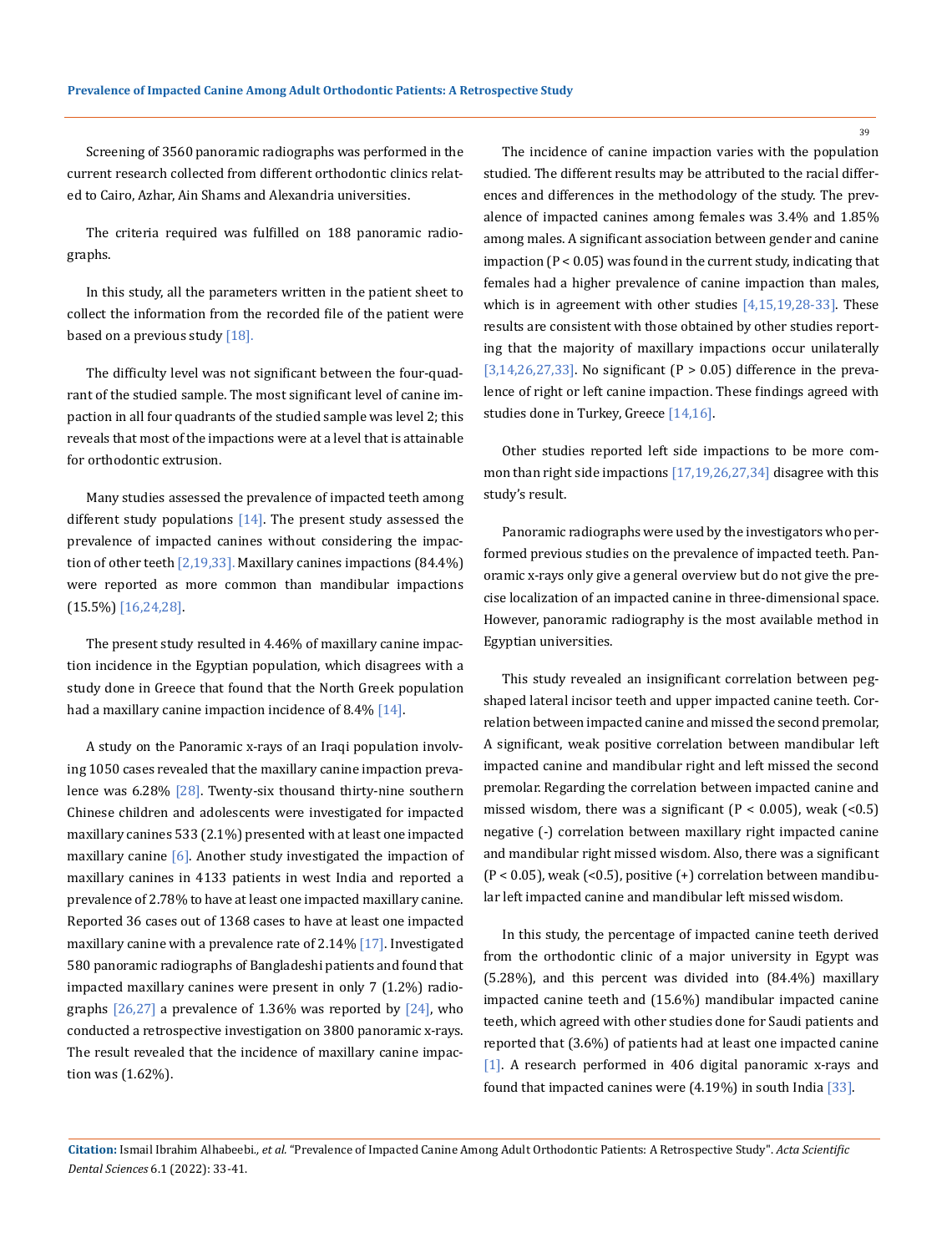Screening of 3560 panoramic radiographs was performed in the current research collected from different orthodontic clinics related to Cairo, Azhar, Ain Shams and Alexandria universities.

The criteria required was fulfilled on 188 panoramic radiographs.

In this study, all the parameters written in the patient sheet to collect the information from the recorded file of the patient were based on a previous study [18].

The difficulty level was not significant between the four-quadrant of the studied sample. The most significant level of canine impaction in all four quadrants of the studied sample was level 2; this reveals that most of the impactions were at a level that is attainable for orthodontic extrusion.

Many studies assessed the prevalence of impacted teeth among different study populations [14]. The present study assessed the prevalence of impacted canines without considering the impaction of other teeth [2,19,33]. Maxillary canines impactions (84.4%) were reported as more common than mandibular impactions (15.5%) [16,24,28].

The present study resulted in 4.46% of maxillary canine impaction incidence in the Egyptian population, which disagrees with a study done in Greece that found that the North Greek population had a maxillary canine impaction incidence of 8.4% [14].

A study on the Panoramic x-rays of an Iraqi population involving 1050 cases revealed that the maxillary canine impaction prevalence was 6.28% [28]. Twenty-six thousand thirty-nine southern Chinese children and adolescents were investigated for impacted maxillary canines 533 (2.1%) presented with at least one impacted maxillary canine [6]. Another study investigated the impaction of maxillary canines in 4133 patients in west India and reported a prevalence of 2.78% to have at least one impacted maxillary canine. Reported 36 cases out of 1368 cases to have at least one impacted maxillary canine with a prevalence rate of 2.14% [17]. Investigated 580 panoramic radiographs of Bangladeshi patients and found that impacted maxillary canines were present in only 7 (1.2%) radiographs [26,27] a prevalence of 1.36% was reported by [24], who conducted a retrospective investigation on 3800 panoramic x-rays. The result revealed that the incidence of maxillary canine impaction was (1.62%).

The incidence of canine impaction varies with the population studied. The different results may be attributed to the racial differences and differences in the methodology of the study. The prevalence of impacted canines among females was 3.4% and 1.85% among males. A significant association between gender and canine impaction ($P < 0.05$) was found in the current study, indicating that females had a higher prevalence of canine impaction than males, which is in agreement with other studies [4,15,19,28-33]. These results are consistent with those obtained by other studies reporting that the majority of maxillary impactions occur unilaterally [3,14,26,27,33]. No significant ($P > 0.05$) difference in the prevalence of right or left canine impaction. These findings agreed with studies done in Turkey, Greece [14,16].

Other studies reported left side impactions to be more common than right side impactions [17,19,26,27,34] disagree with this study's result.

Panoramic radiographs were used by the investigators who performed previous studies on the prevalence of impacted teeth. Panoramic x-rays only give a general overview but do not give the precise localization of an impacted canine in three-dimensional space. However, panoramic radiography is the most available method in Egyptian universities.

This study revealed an insignificant correlation between peg-shaped lateral incisor teeth and upper impacted canine teeth. Correlation between impacted canine and missed the second premolar, A significant, weak positive correlation between mandibular left impacted canine and mandibular right and left missed the second premolar. Regarding the correlation between impacted canine and missed wisdom, there was a significant ($P < 0.005$), weak ($<0.5$) negative (-) correlation between maxillary right impacted canine and mandibular right missed wisdom. Also, there was a significant ($P < 0.05$), weak ($<0.5$), positive (+) correlation between mandibular left impacted canine and mandibular left missed wisdom.

In this study, the percentage of impacted canine teeth derived from the orthodontic clinic of a major university in Egypt was (5.28%), and this percent was divided into (84.4%) maxillary impacted canine teeth and (15.6%) mandibular impacted canine teeth, which agreed with other studies done for Saudi patients and reported that (3.6%) of patients had at least one impacted canine [1]. A research performed in 406 digital panoramic x-rays and found that impacted canines were (4.19%) in south India [33].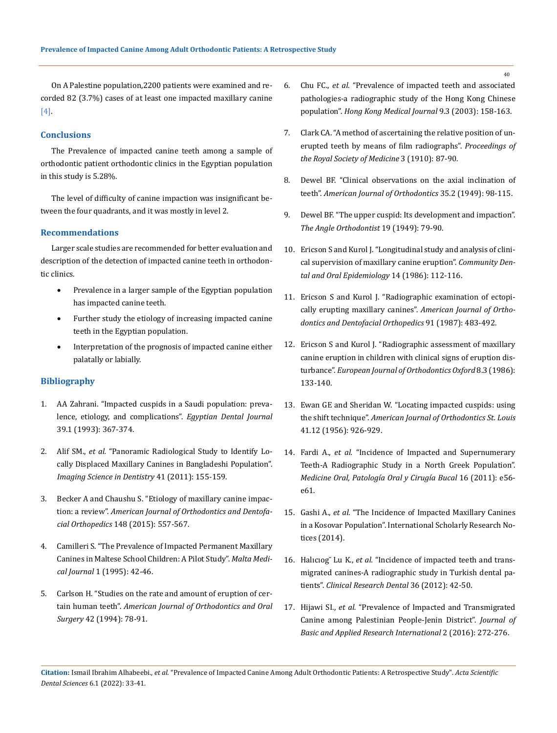On A Palestine population,2200 patients were examined and recorded 82 (3.7%) cases of at least one impacted maxillary canine [4].

## Conclusions

The Prevalence of impacted canine teeth among a sample of orthodontic patient orthodontic clinics in the Egyptian population in this study is 5.28%.

The level of difficulty of canine impaction was insignificant between the four quadrants, and it was mostly in level 2.

## Recommendations

Larger scale studies are recommended for better evaluation and description of the detection of impacted canine teeth in orthodontic clinics.

- Prevalence in a larger sample of the Egyptian population has impacted canine teeth.
- Further study the etiology of increasing impacted canine teeth in the Egyptian population.
- Interpretation of the prognosis of impacted canine either palatally or labially.

## Bibliography

1. AA Zahrani. "Impacted cuspids in a Saudi population: prevalence, etiology, and complications". *Egyptian Dental Journal* 39.1 (1993): 367-374.
2. Alif SM., *et al.* "Panoramic Radiological Study to Identify Locally Displaced Maxillary Canines in Bangladeshi Population". *Imaging Science in Dentistry* 41 (2011): 155-159.
3. Becker A and Chaushu S. "Etiology of maxillary canine impaction: a review". *American Journal of Orthodontics and Dentofacial Orthopedics* 148 (2015): 557-567.
4. Camilleri S. "The Prevalence of Impacted Permanent Maxillary Canines in Maltese School Children: A Pilot Study". *Malta Medical Journal* 1 (1995): 42-46.
5. Carlson H. "Studies on the rate and amount of eruption of certain human teeth". *American Journal of Orthodontics and Oral Surgery* 42 (1994): 78-91.
6. Chu FC., *et al.* "Prevalence of impacted teeth and associated pathologies-a radiographic study of the Hong Kong Chinese population". *Hong Kong Medical Journal* 9.3 (2003): 158-163.
7. Clark CA. "A method of ascertaining the relative position of unerupted teeth by means of film radiographs". *Proceedings of the Royal Society of Medicine* 3 (1910): 87-90.
8. Dewel BF. "Clinical observations on the axial inclination of teeth". *American Journal of Orthodontics* 35.2 (1949): 98-115.
9. Dewel BF. "The upper cuspid: Its development and impaction". *The Angle Orthodontist* 19 (1949): 79-90.
10. Ericson S and Kurol J. "Longitudinal study and analysis of clinical supervision of maxillary canine eruption". *Community Dental and Oral Epidemiology* 14 (1986): 112-116.
11. Ericson S and Kurol J. "Radiographic examination of ectopically erupting maxillary canines". *American Journal of Orthodontics and Dentofacial Orthopedics* 91 (1987): 483-492.
12. Ericson S and Kurol J. "Radiographic assessment of maxillary canine eruption in children with clinical signs of eruption disturbance". *European Journal of Orthodontics Oxford* 8.3 (1986): 133-140.
13. Ewan GE and Sheridan W. "Locating impacted cuspids: using the shift technique". *American Journal of Orthodontics St. Louis* 41.12 (1956): 926-929.
14. Fardi A., *et al.* "Incidence of Impacted and Supernumerary Teeth-A Radiographic Study in a North Greek Population". *Medicine Oral, Patología Oral y Cirugía Bucal* 16 (2011): e56-e61.
15. Gashi A., *et al.* "The Incidence of Impacted Maxillary Canines in a Kosovar Population". International Scholarly Research Notices (2014).
16. Halıcıog˘ Lu K., *et al.* "Incidence of impacted teeth and transmigrated canines-A radiographic study in Turkish dental patients". *Clinical Research Dental* 36 (2012): 42-50.
17. Hijawi SI., *et al.* "Prevalence of Impacted and Transmigrated Canine among Palestinian People-Jenin District". *Journal of Basic and Applied Research International* 2 (2016): 272-276.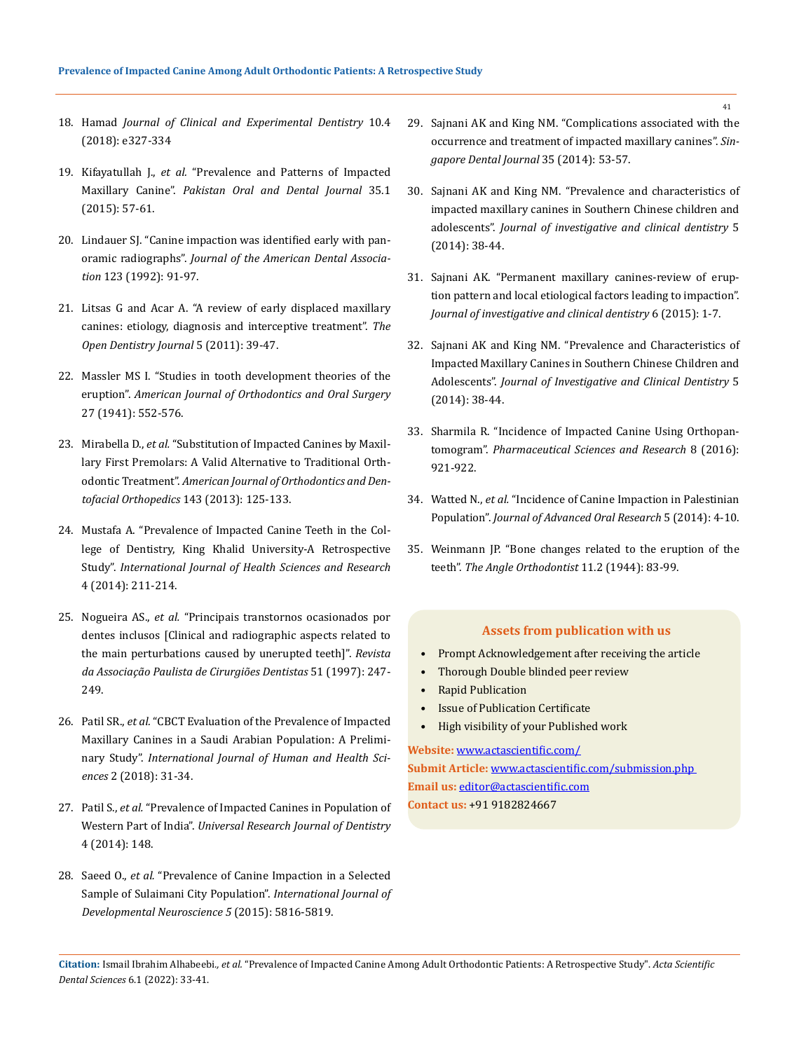18. Hamad *Journal of Clinical and Experimental Dentistry* 10.4 (2018): e327-334

19. Kifayatullah J., *et al.* "Prevalence and Patterns of Impacted Maxillary Canine". *Pakistan Oral and Dental Journal* 35.1 (2015): 57-61.

20. Lindauer SJ. "Canine impaction was identified early with panoramic radiographs". *Journal of the American Dental Association* 123 (1992): 91-97.

21. Litsas G and Acar A. "A review of early displaced maxillary canines: etiology, diagnosis and interceptive treatment". *The Open Dentistry Journal* 5 (2011): 39-47.

22. Massler MS I. "Studies in tooth development theories of the eruption". *American Journal of Orthodontics and Oral Surgery* 27 (1941): 552-576.

23. Mirabella D., *et al.* "Substitution of Impacted Canines by Maxillary First Premolars: A Valid Alternative to Traditional Orthodontic Treatment". *American Journal of Orthodontics and Dentofacial Orthopedics* 143 (2013): 125-133.

24. Mustafa A. "Prevalence of Impacted Canine Teeth in the College of Dentistry, King Khalid University-A Retrospective Study". *International Journal of Health Sciences and Research* 4 (2014): 211-214.

25. Nogueira AS., *et al.* "Principais transtornos ocasionados por dentes inclusos [Clinical and radiographic aspects related to the main perturbations caused by unerupted teeth]". *Revista da Associação Paulista de Cirurgiões Dentistas* 51 (1997): 247-249.

26. Patil SR., *et al.* "CBCT Evaluation of the Prevalence of Impacted Maxillary Canines in a Saudi Arabian Population: A Preliminary Study". *International Journal of Human and Health Sciences* 2 (2018): 31-34.

27. Patil S., *et al.* "Prevalence of Impacted Canines in Population of Western Part of India". *Universal Research Journal of Dentistry* 4 (2014): 148.

28. Saeed O., *et al.* "Prevalence of Canine Impaction in a Selected Sample of Sulaimani City Population". *International Journal of Developmental Neuroscience 5* (2015): 5816-5819.

29. Sajnani AK and King NM. "Complications associated with the occurrence and treatment of impacted maxillary canines". *Singapore Dental Journal* 35 (2014): 53-57.

30. Sajnani AK and King NM. "Prevalence and characteristics of impacted maxillary canines in Southern Chinese children and adolescents". *Journal of investigative and clinical dentistry* 5 (2014): 38-44.

31. Sajnani AK. "Permanent maxillary canines-review of eruption pattern and local etiological factors leading to impaction". *Journal of investigative and clinical dentistry* 6 (2015): 1-7.

32. Sajnani AK and King NM. "Prevalence and Characteristics of Impacted Maxillary Canines in Southern Chinese Children and Adolescents". *Journal of Investigative and Clinical Dentistry* 5 (2014): 38-44.

33. Sharmila R. "Incidence of Impacted Canine Using Orthopantomogram". *Pharmaceutical Sciences and Research* 8 (2016): 921-922.

34. Watted N., *et al.* "Incidence of Canine Impaction in Palestinian Population". *Journal of Advanced Oral Research* 5 (2014): 4-10.

35. Weinmann JP. "Bone changes related to the eruption of the teeth". *The Angle Orthodontist* 11.2 (1944): 83-99.

### Assets from publication with us

- Prompt Acknowledgement after receiving the article
- Thorough Double blinded peer review
- Rapid Publication
- Issue of Publication Certificate
- High visibility of your Published work

**Website:** www.actascientific.com/
**Submit Article:** www.actascientific.com/submission.php
**Email us:** editor@actascientific.com
**Contact us:** +91 9182824667